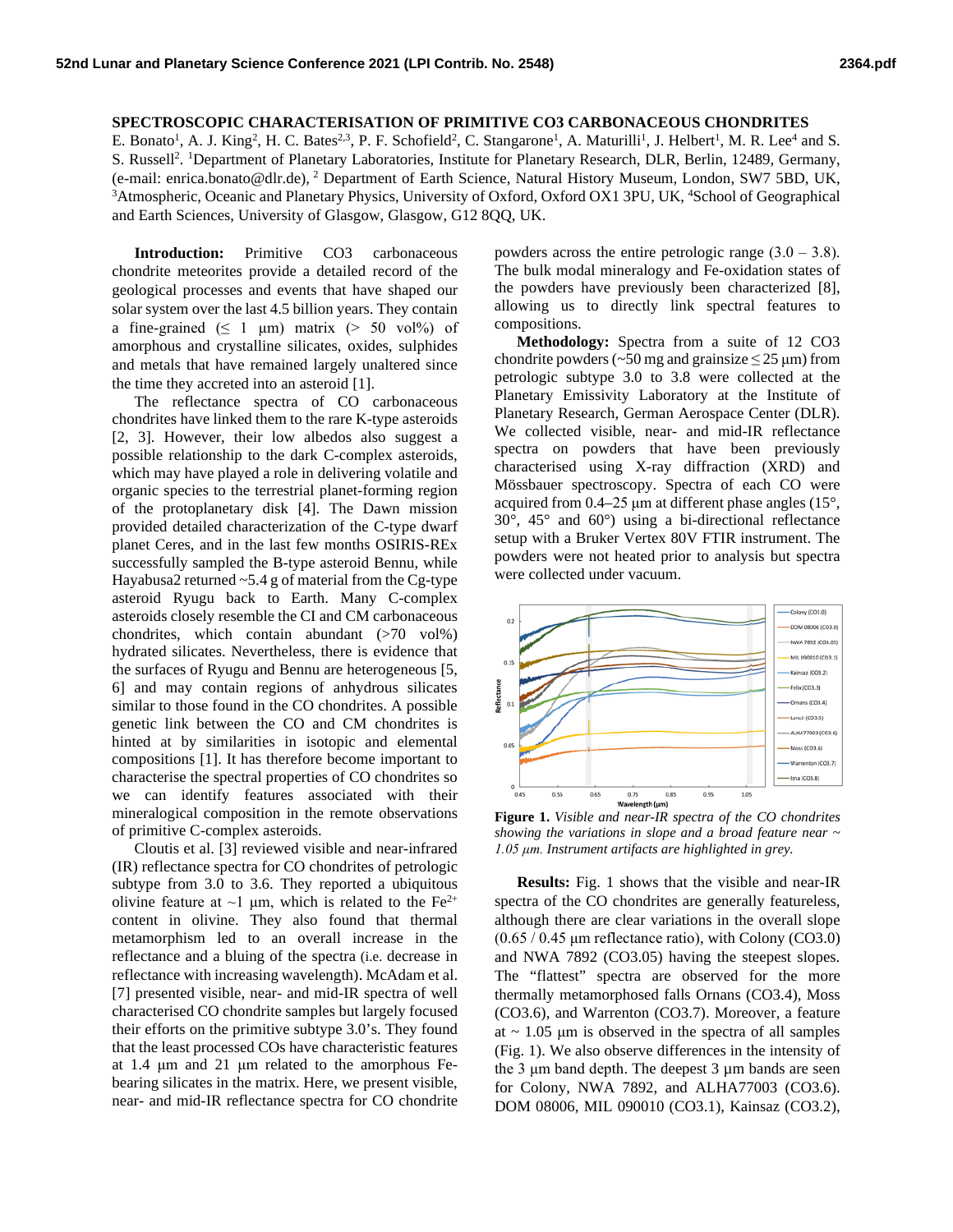# SPECTROSCOPIC CHARACTERISATION OF PRIMITIVE CO3 CARBONACEOUS CHONDRITES

E. Bonato[1], A. J. King[2], H. C. Bates[2,3], P. F. Schofield[2], C. Stangarone[1], A. Maturilli[1], J. Helbert[1], M. R. Lee[4] and S. S. Russell[2]. [1]Department of Planetary Laboratories, Institute for Planetary Research, DLR, Berlin, 12489, Germany, (e-mail: enrica.bonato@dlr.de), [2] Department of Earth Science, Natural History Museum, London, SW7 5BD, UK, [3]Atmospheric, Oceanic and Planetary Physics, University of Oxford, Oxford OX1 3PU, UK, [4]School of Geographical and Earth Sciences, University of Glasgow, Glasgow, G12 8QQ, UK.

**Introduction:** Primitive CO3 carbonaceous chondrite meteorites provide a detailed record of the geological processes and events that have shaped our solar system over the last 4.5 billion years. They contain a fine-grained ($\leq$ 1 μm) matrix (> 50 vol%) of amorphous and crystalline silicates, oxides, sulphides and metals that have remained largely unaltered since the time they accreted into an asteroid [1].

The reflectance spectra of CO carbonaceous chondrites have linked them to the rare K-type asteroids [2, 3]. However, their low albedos also suggest a possible relationship to the dark C-complex asteroids, which may have played a role in delivering volatile and organic species to the terrestrial planet-forming region of the protoplanetary disk [4]. The Dawn mission provided detailed characterization of the C-type dwarf planet Ceres, and in the last few months OSIRIS-REx successfully sampled the B-type asteroid Bennu, while Hayabusa2 returned ~5.4 g of material from the Cg-type asteroid Ryugu back to Earth. Many C-complex asteroids closely resemble the CI and CM carbonaceous chondrites, which contain abundant (>70 vol%) hydrated silicates. Nevertheless, there is evidence that the surfaces of Ryugu and Bennu are heterogeneous [5, 6] and may contain regions of anhydrous silicates similar to those found in the CO chondrites. A possible genetic link between the CO and CM chondrites is hinted at by similarities in isotopic and elemental compositions [1]. It has therefore become important to characterise the spectral properties of CO chondrites so we can identify features associated with their mineralogical composition in the remote observations of primitive C-complex asteroids.

Cloutis et al. [3] reviewed visible and near-infrared (IR) reflectance spectra for CO chondrites of petrologic subtype from 3.0 to 3.6. They reported a ubiquitous olivine feature at ~1 μm, which is related to the $Fe^{2+}$ content in olivine. They also found that thermal metamorphism led to an overall increase in the reflectance and a bluing of the spectra (i.e. decrease in reflectance with increasing wavelength). McAdam et al. [7] presented visible, near- and mid-IR spectra of well characterised CO chondrite samples but largely focused their efforts on the primitive subtype 3.0's. They found that the least processed COs have characteristic features at 1.4 μm and 21 μm related to the amorphous Fe-bearing silicates in the matrix. Here, we present visible, near- and mid-IR reflectance spectra for CO chondrite powders across the entire petrologic range (3.0 – 3.8). The bulk modal mineralogy and Fe-oxidation states of the powders have previously been characterized [8], allowing us to directly link spectral features to compositions.

**Methodology:** Spectra from a suite of 12 CO3 chondrite powders (~50 mg and grainsize $\leq$ 25 μm) from petrologic subtype 3.0 to 3.8 were collected at the Planetary Emissivity Laboratory at the Institute of Planetary Research, German Aerospace Center (DLR). We collected visible, near- and mid-IR reflectance spectra on powders that have been previously characterised using X-ray diffraction (XRD) and Mössbauer spectroscopy. Spectra of each CO were acquired from 0.4–25 μm at different phase angles (15°, 30°, 45° and 60°) using a bi-directional reflectance setup with a Bruker Vertex 80V FTIR instrument. The powders were not heated prior to analysis but spectra were collected under vacuum.

**Figure 1.** *Visible and near-IR spectra of the CO chondrites showing the variations in slope and a broad feature near ~ 1.05 μm. Instrument artifacts are highlighted in grey.*

**Results:** Fig. 1 shows that the visible and near-IR spectra of the CO chondrites are generally featureless, although there are clear variations in the overall slope (0.65 / 0.45 μm reflectance ratio), with Colony (CO3.0) and NWA 7892 (CO3.05) having the steepest slopes. The "flattest" spectra are observed for the more thermally metamorphosed falls Ornans (CO3.4), Moss (CO3.6), and Warrenton (CO3.7). Moreover, a feature at ~ 1.05 μm is observed in the spectra of all samples (Fig. 1). We also observe differences in the intensity of the 3 μm band depth. The deepest 3 μm bands are seen for Colony, NWA 7892, and ALHA77003 (CO3.6). DOM 08006, MIL 090010 (CO3.1), Kainsaz (CO3.2),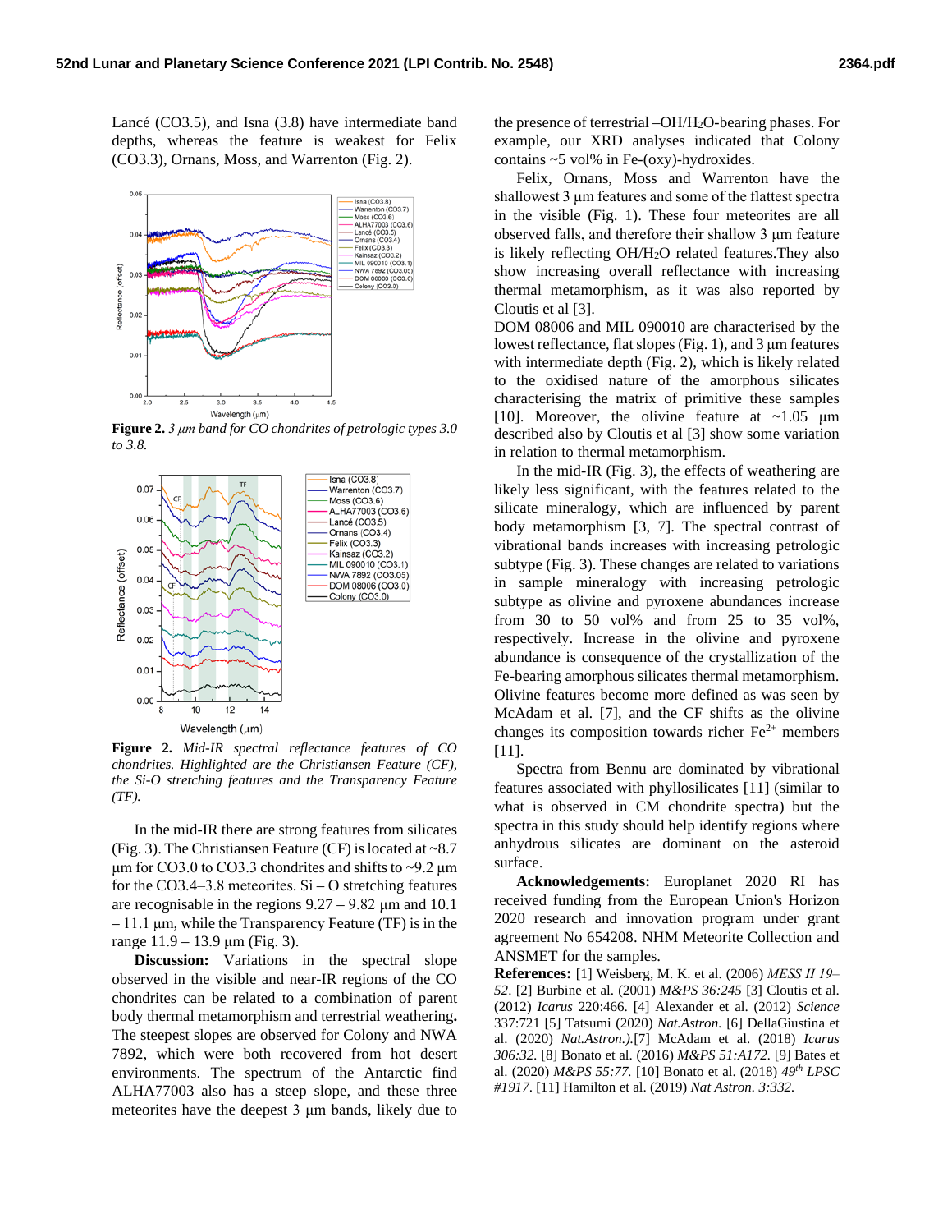Lancé (CO3.5), and Isna (3.8) have intermediate band depths, whereas the feature is weakest for Felix (CO3.3), Ornans, Moss, and Warrenton (Fig. 2).

0.05
0.04
0.03
0.02
0.01
0.00
2.0 2.5 3.0 3.5 4.0 4.5
Wavelength (µm)
Reflectance (offset)
Isna (CO3.8)
Warrenton (CO3.7)
Moss (CO3.6)
ALHA77003 (CO3.6)
Lancé (CO3.5)
Ornans (CO3.4)
Felix (CO3.3)
Kainsaz (CO3.2)
MIL 090010 (CO3.1)
NWA 7892 (CO3.05)
DOM 08006 (CO3.0)
Colony (CO3.0)

**Figure 2.** *3 µm band for CO chondrites of petrologic types 3.0 to 3.8.*

0.07
0.06
0.05
0.04
0.03
0.02
0.01
0.00
8 10 12 14
Wavelength (µm)
Reflectance (offset)
CF
TF
CF
Isna (CO3.8)
Warrenton (CO3.7)
Moss (CO3.6)
ALHA77003 (CO3.6)
Lancé (CO3.5)
Ornans (CO3.4)
Felix (CO3.3)
Kainsaz (CO3.2)
MIL 090010 (CO3.1)
NWA 7892 (CO3.05)
DOM 08006 (CO3.0)
Colony (CO3.0)

**Figure 2.** *Mid-IR spectral reflectance features of CO chondrites. Highlighted are the Christiansen Feature (CF), the Si-O stretching features and the Transparency Feature (TF).*

In the mid-IR there are strong features from silicates (Fig. 3). The Christiansen Feature (CF) is located at ~8.7 µm for CO3.0 to CO3.3 chondrites and shifts to ~9.2 µm for the CO3.4–3.8 meteorites. Si – O stretching features are recognisable in the regions 9.27 – 9.82 µm and 10.1 – 11.1 µm, while the Transparency Feature (TF) is in the range 11.9 – 13.9 µm (Fig. 3).

**Discussion:** Variations in the spectral slope observed in the visible and near-IR regions of the CO chondrites can be related to a combination of parent body thermal metamorphism and terrestrial weathering**.** The steepest slopes are observed for Colony and NWA 7892, which were both recovered from hot desert environments. The spectrum of the Antarctic find ALHA77003 also has a steep slope, and these three meteorites have the deepest 3 µm bands, likely due to the presence of terrestrial –OH/$H_2O$-bearing phases. For example, our XRD analyses indicated that Colony contains ~5 vol% in Fe-(oxy)-hydroxides.

Felix, Ornans, Moss and Warrenton have the shallowest 3 µm features and some of the flattest spectra in the visible (Fig. 1). These four meteorites are all observed falls, and therefore their shallow 3 µm feature is likely reflecting OH/$H_2O$ related features.They also show increasing overall reflectance with increasing thermal metamorphism, as it was also reported by Cloutis et al [3].

DOM 08006 and MIL 090010 are characterised by the lowest reflectance, flat slopes (Fig. 1), and 3 µm features with intermediate depth (Fig. 2), which is likely related to the oxidised nature of the amorphous silicates characterising the matrix of primitive these samples [10]. Moreover, the olivine feature at ~1.05 µm described also by Cloutis et al [3] show some variation in relation to thermal metamorphism.

In the mid-IR (Fig. 3), the effects of weathering are likely less significant, with the features related to the silicate mineralogy, which are influenced by parent body metamorphism [3, 7]. The spectral contrast of vibrational bands increases with increasing petrologic subtype (Fig. 3). These changes are related to variations in sample mineralogy with increasing petrologic subtype as olivine and pyroxene abundances increase from 30 to 50 vol% and from 25 to 35 vol%, respectively. Increase in the olivine and pyroxene abundance is consequence of the crystallization of the Fe-bearing amorphous silicates thermal metamorphism. Olivine features become more defined as was seen by McAdam et al. [7], and the CF shifts as the olivine changes its composition towards richer $Fe^{2+}$ members [11].

Spectra from Bennu are dominated by vibrational features associated with phyllosilicates [11] (similar to what is observed in CM chondrite spectra) but the spectra in this study should help identify regions where anhydrous silicates are dominant on the asteroid surface.

**Acknowledgements:** Europlanet 2020 RI has received funding from the European Union's Horizon 2020 research and innovation program under grant agreement No 654208. NHM Meteorite Collection and ANSMET for the samples.

**References:** [1] Weisberg, M. K. et al. (2006) *MESS II 19–52*. [2] Burbine et al. (2001) *M&PS 36:245* [3] Cloutis et al. (2012) *Icarus* 220:466. [4] Alexander et al. (2012) *Science* 337:721 [5] Tatsumi (2020) *Nat.Astron.* [6] DellaGiustina et al. (2020) *Nat.Astron.).*[7] McAdam et al. (2018) *Icarus 306:32.* [8] Bonato et al. (2016) *M&PS 51:A172.* [9] Bates et al. (2020) *M&PS 55:77.* [10] Bonato et al. (2018) *49th LPSC #1917.* [11] Hamilton et al. (2019) *Nat Astron. 3:332.*